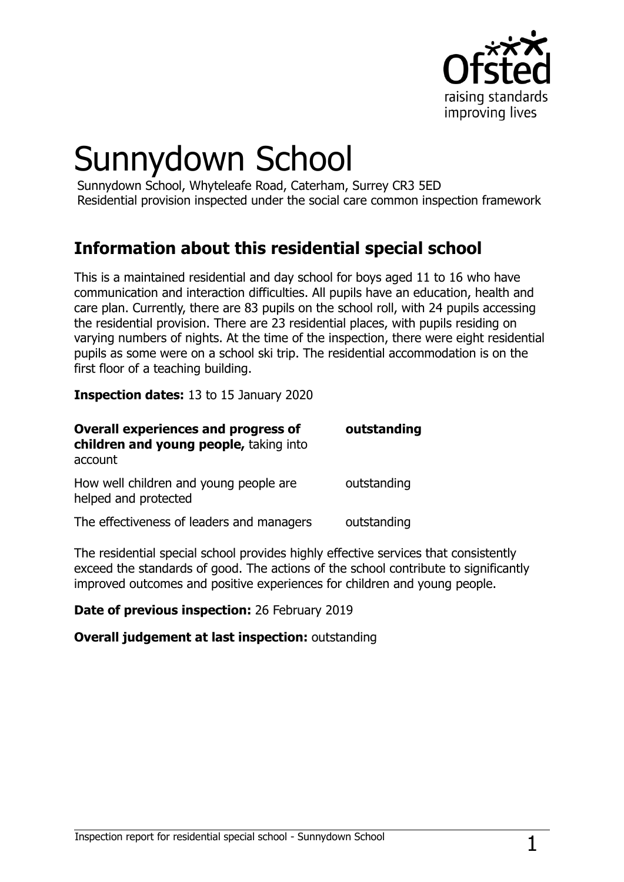# Sunnydown School

Sunnydown School, Whyteleafe Road, Caterham, Surrey CR3 5ED
Residential provision inspected under the social care common inspection framework

## Information about this residential special school

This is a maintained residential and day school for boys aged 11 to 16 who have communication and interaction difficulties. All pupils have an education, health and care plan. Currently, there are 83 pupils on the school roll, with 24 pupils accessing the residential provision. There are 23 residential places, with pupils residing on varying numbers of nights. At the time of the inspection, there were eight residential pupils as some were on a school ski trip. The residential accommodation is on the first floor of a teaching building.

**Inspection dates:** 13 to 15 January 2020

| | |
|---|---|
| **Overall experiences and progress of children and young people,** taking into account | **outstanding** |
| How well children and young people are helped and protected | outstanding |
| The effectiveness of leaders and managers | outstanding |

The residential special school provides highly effective services that consistently exceed the standards of good. The actions of the school contribute to significantly improved outcomes and positive experiences for children and young people.

**Date of previous inspection:** 26 February 2019

**Overall judgement at last inspection:** outstanding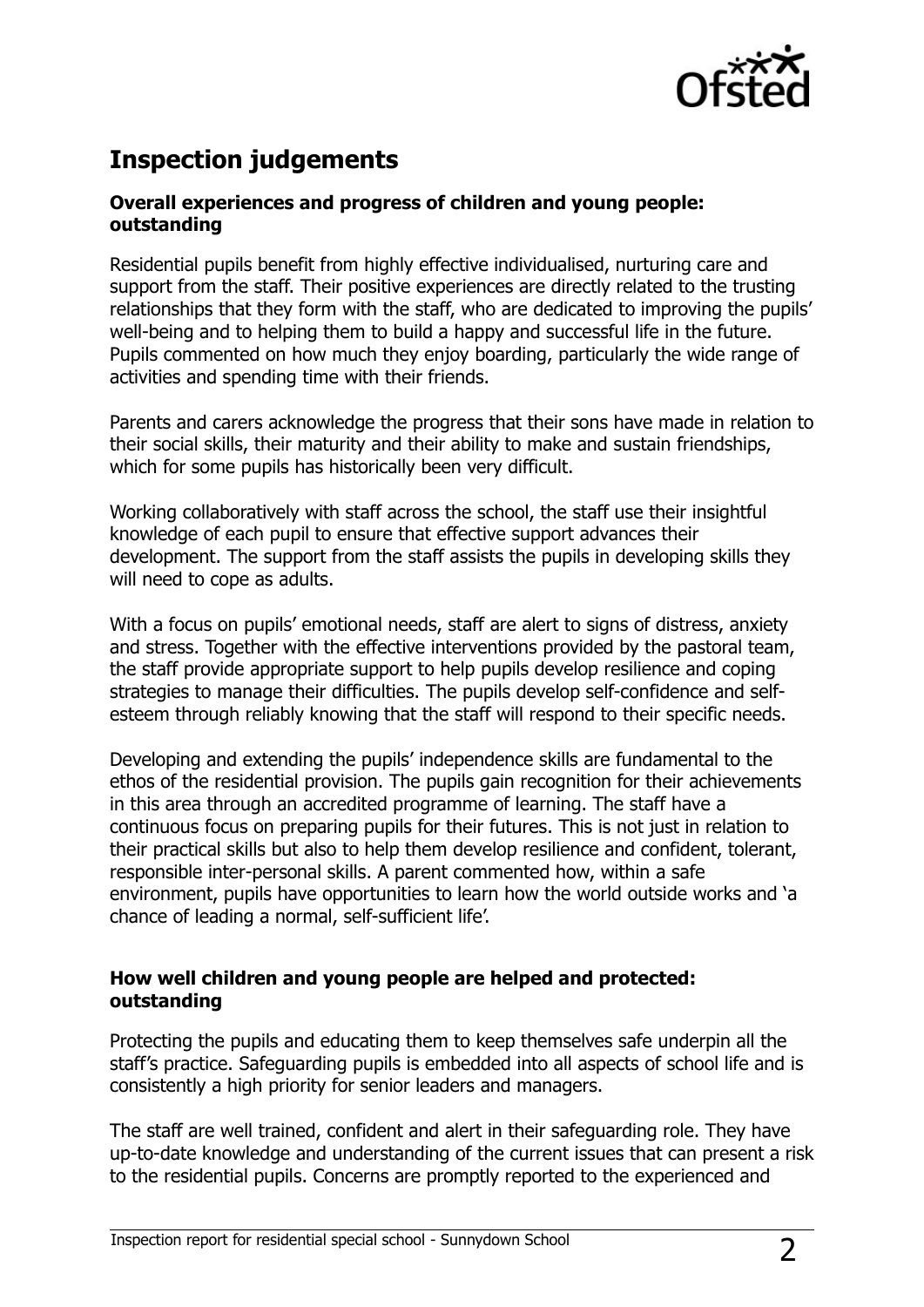## Inspection judgements

**Overall experiences and progress of children and young people: outstanding**

Residential pupils benefit from highly effective individualised, nurturing care and support from the staff. Their positive experiences are directly related to the trusting relationships that they form with the staff, who are dedicated to improving the pupils' well-being and to helping them to build a happy and successful life in the future. Pupils commented on how much they enjoy boarding, particularly the wide range of activities and spending time with their friends.

Parents and carers acknowledge the progress that their sons have made in relation to their social skills, their maturity and their ability to make and sustain friendships, which for some pupils has historically been very difficult.

Working collaboratively with staff across the school, the staff use their insightful knowledge of each pupil to ensure that effective support advances their development. The support from the staff assists the pupils in developing skills they will need to cope as adults.

With a focus on pupils' emotional needs, staff are alert to signs of distress, anxiety and stress. Together with the effective interventions provided by the pastoral team, the staff provide appropriate support to help pupils develop resilience and coping strategies to manage their difficulties. The pupils develop self-confidence and self-esteem through reliably knowing that the staff will respond to their specific needs.

Developing and extending the pupils' independence skills are fundamental to the ethos of the residential provision. The pupils gain recognition for their achievements in this area through an accredited programme of learning. The staff have a continuous focus on preparing pupils for their futures. This is not just in relation to their practical skills but also to help them develop resilience and confident, tolerant, responsible inter-personal skills. A parent commented how, within a safe environment, pupils have opportunities to learn how the world outside works and 'a chance of leading a normal, self-sufficient life'.

**How well children and young people are helped and protected: outstanding**

Protecting the pupils and educating them to keep themselves safe underpin all the staff's practice. Safeguarding pupils is embedded into all aspects of school life and is consistently a high priority for senior leaders and managers.

The staff are well trained, confident and alert in their safeguarding role. They have up-to-date knowledge and understanding of the current issues that can present a risk to the residential pupils. Concerns are promptly reported to the experienced and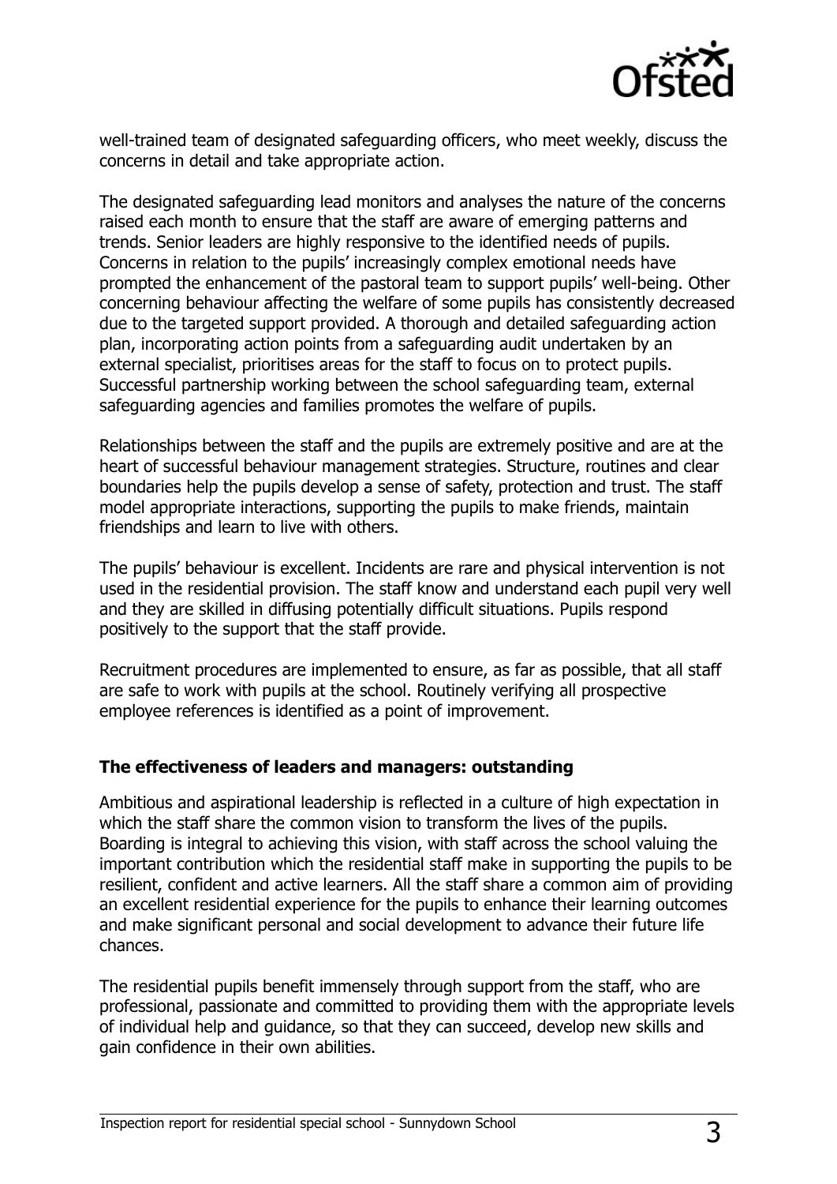well-trained team of designated safeguarding officers, who meet weekly, discuss the concerns in detail and take appropriate action.

The designated safeguarding lead monitors and analyses the nature of the concerns raised each month to ensure that the staff are aware of emerging patterns and trends. Senior leaders are highly responsive to the identified needs of pupils. Concerns in relation to the pupils' increasingly complex emotional needs have prompted the enhancement of the pastoral team to support pupils' well-being. Other concerning behaviour affecting the welfare of some pupils has consistently decreased due to the targeted support provided. A thorough and detailed safeguarding action plan, incorporating action points from a safeguarding audit undertaken by an external specialist, prioritises areas for the staff to focus on to protect pupils. Successful partnership working between the school safeguarding team, external safeguarding agencies and families promotes the welfare of pupils.

Relationships between the staff and the pupils are extremely positive and are at the heart of successful behaviour management strategies. Structure, routines and clear boundaries help the pupils develop a sense of safety, protection and trust. The staff model appropriate interactions, supporting the pupils to make friends, maintain friendships and learn to live with others.

The pupils' behaviour is excellent. Incidents are rare and physical intervention is not used in the residential provision. The staff know and understand each pupil very well and they are skilled in diffusing potentially difficult situations. Pupils respond positively to the support that the staff provide.

Recruitment procedures are implemented to ensure, as far as possible, that all staff are safe to work with pupils at the school. Routinely verifying all prospective employee references is identified as a point of improvement.

### The effectiveness of leaders and managers: outstanding

Ambitious and aspirational leadership is reflected in a culture of high expectation in which the staff share the common vision to transform the lives of the pupils. Boarding is integral to achieving this vision, with staff across the school valuing the important contribution which the residential staff make in supporting the pupils to be resilient, confident and active learners. All the staff share a common aim of providing an excellent residential experience for the pupils to enhance their learning outcomes and make significant personal and social development to advance their future life chances.

The residential pupils benefit immensely through support from the staff, who are professional, passionate and committed to providing them with the appropriate levels of individual help and guidance, so that they can succeed, develop new skills and gain confidence in their own abilities.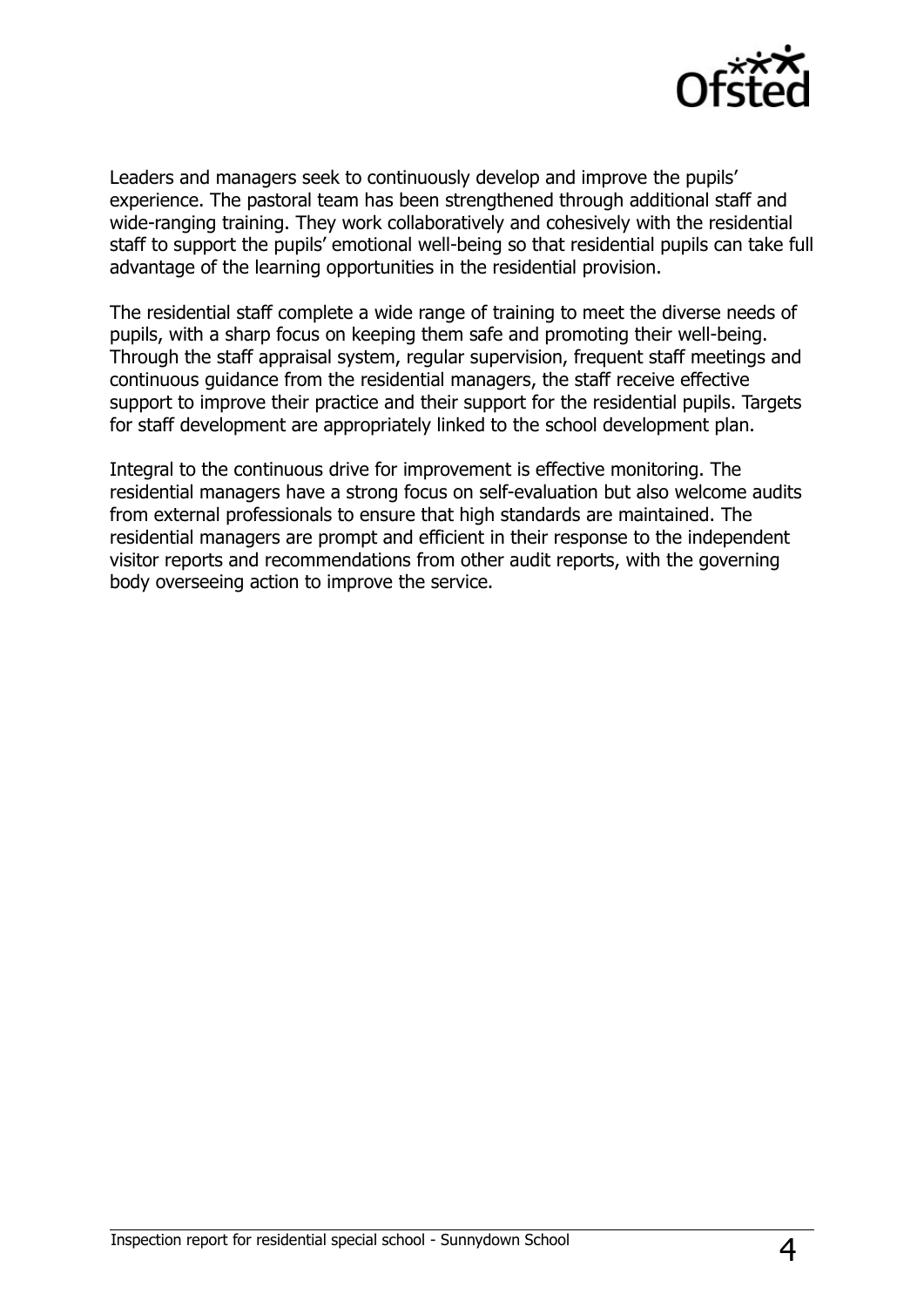Leaders and managers seek to continuously develop and improve the pupils' experience. The pastoral team has been strengthened through additional staff and wide-ranging training. They work collaboratively and cohesively with the residential staff to support the pupils' emotional well-being so that residential pupils can take full advantage of the learning opportunities in the residential provision.

The residential staff complete a wide range of training to meet the diverse needs of pupils, with a sharp focus on keeping them safe and promoting their well-being. Through the staff appraisal system, regular supervision, frequent staff meetings and continuous guidance from the residential managers, the staff receive effective support to improve their practice and their support for the residential pupils. Targets for staff development are appropriately linked to the school development plan.

Integral to the continuous drive for improvement is effective monitoring. The residential managers have a strong focus on self-evaluation but also welcome audits from external professionals to ensure that high standards are maintained. The residential managers are prompt and efficient in their response to the independent visitor reports and recommendations from other audit reports, with the governing body overseeing action to improve the service.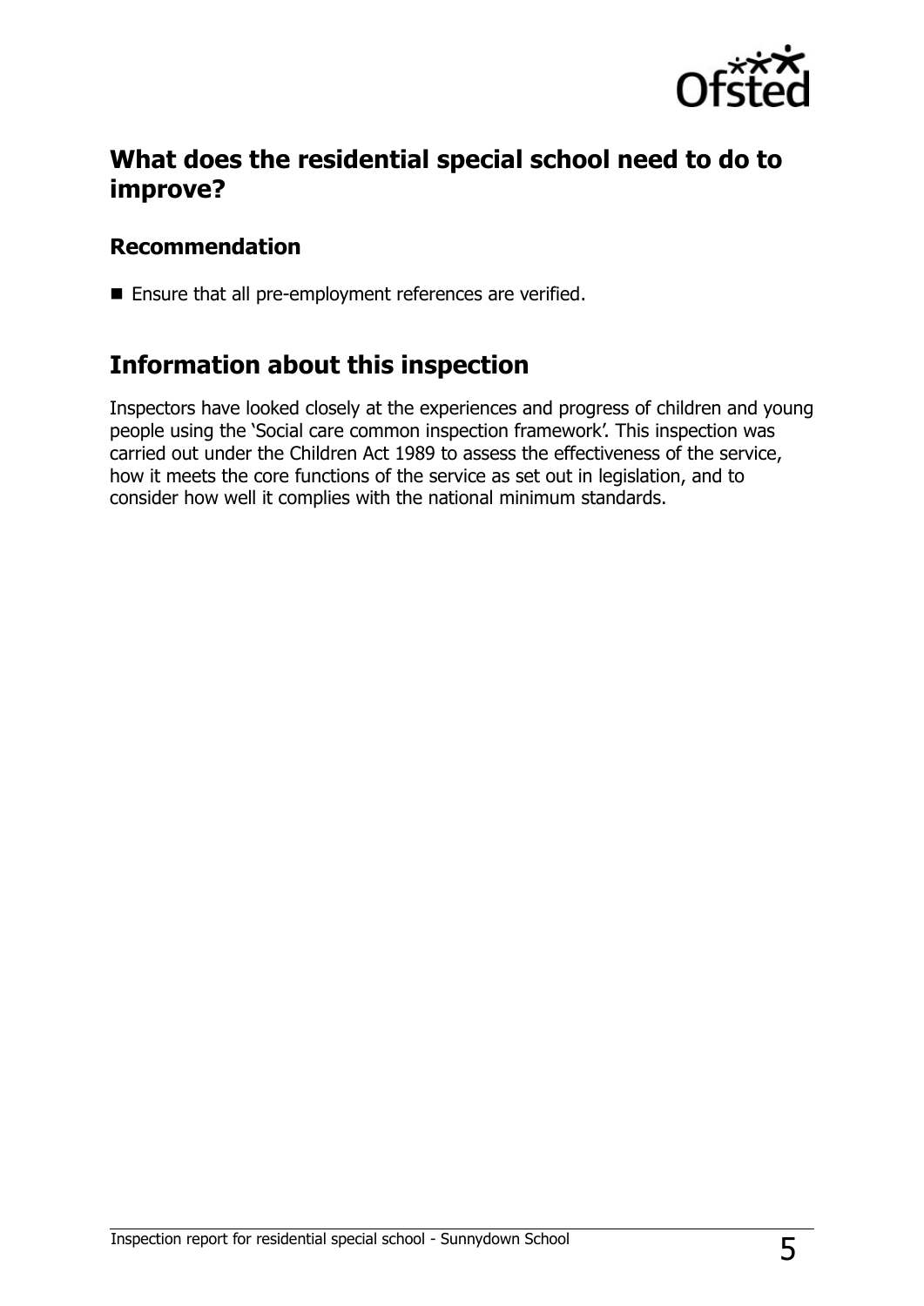## What does the residential special school need to do to improve?

### Recommendation

- Ensure that all pre-employment references are verified.

## Information about this inspection

Inspectors have looked closely at the experiences and progress of children and young people using the 'Social care common inspection framework'. This inspection was carried out under the Children Act 1989 to assess the effectiveness of the service, how it meets the core functions of the service as set out in legislation, and to consider how well it complies with the national minimum standards.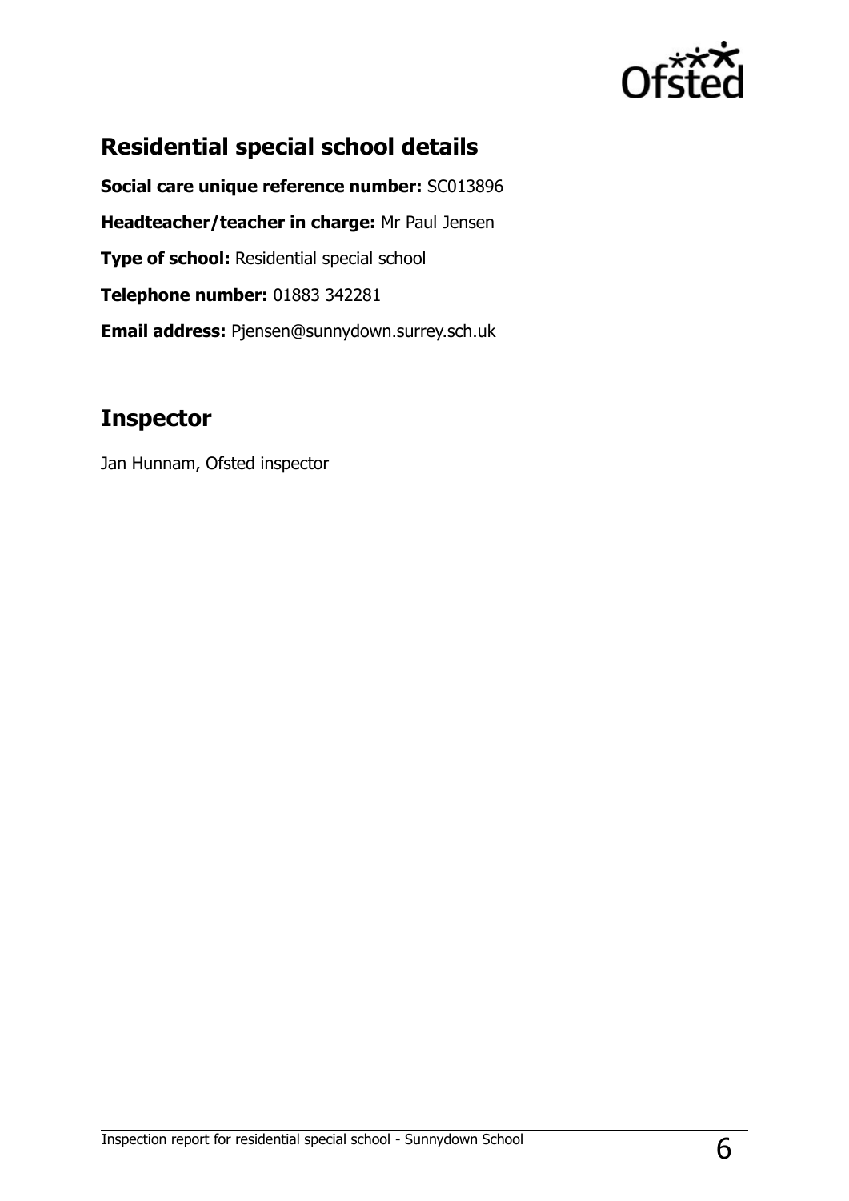## Residential special school details

**Social care unique reference number:** SC013896

**Headteacher/teacher in charge:** Mr Paul Jensen

**Type of school:** Residential special school

**Telephone number:** 01883 342281

**Email address:** Pjensen@sunnydown.surrey.sch.uk

## Inspector

Jan Hunnam, Ofsted inspector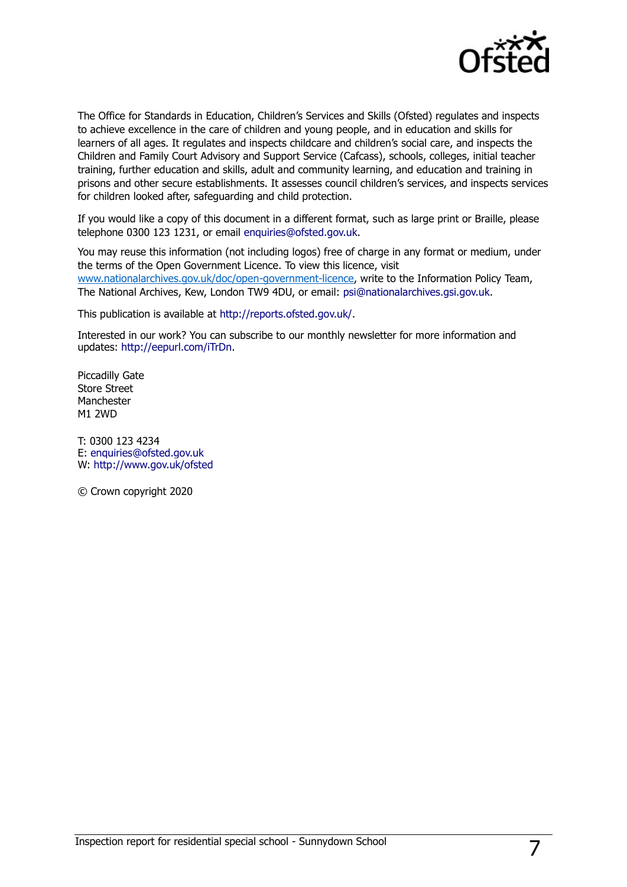The Office for Standards in Education, Children's Services and Skills (Ofsted) regulates and inspects to achieve excellence in the care of children and young people, and in education and skills for learners of all ages. It regulates and inspects childcare and children's social care, and inspects the Children and Family Court Advisory and Support Service (Cafcass), schools, colleges, initial teacher training, further education and skills, adult and community learning, and education and training in prisons and other secure establishments. It assesses council children's services, and inspects services for children looked after, safeguarding and child protection.

If you would like a copy of this document in a different format, such as large print or Braille, please telephone 0300 123 1231, or email enquiries@ofsted.gov.uk.

You may reuse this information (not including logos) free of charge in any format or medium, under the terms of the Open Government Licence. To view this licence, visit www.nationalarchives.gov.uk/doc/open-government-licence, write to the Information Policy Team, The National Archives, Kew, London TW9 4DU, or email: psi@nationalarchives.gsi.gov.uk.

This publication is available at http://reports.ofsted.gov.uk/.

Interested in our work? You can subscribe to our monthly newsletter for more information and updates: http://eepurl.com/iTrDn.

Piccadilly Gate
Store Street
Manchester
M1 2WD

T: 0300 123 4234
E: enquiries@ofsted.gov.uk
W: http://www.gov.uk/ofsted

© Crown copyright 2020